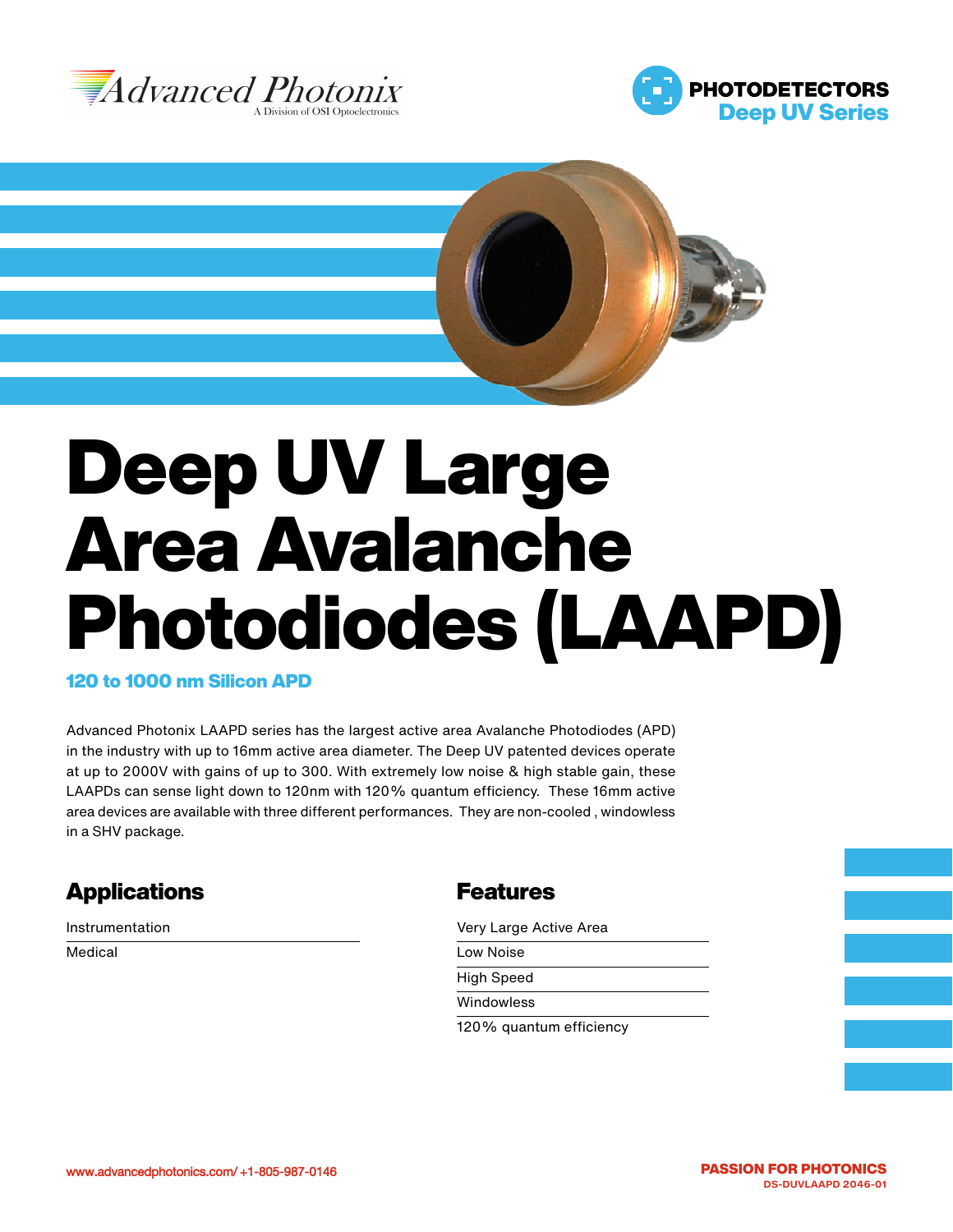Advanced Photonix
A Division of OSI Optoelectronics

PHOTODETECTORS
Deep UV Series

# Deep UV Large Area Avalanche Photodiodes (LAAPD)

**120 to 1000 nm Silicon APD**

Advanced Photonix LAAPD series has the largest active area Avalanche Photodiodes (APD) in the industry with up to 16mm active area diameter. The Deep UV patented devices operate at up to 2000V with gains of up to 300. With extremely low noise & high stable gain, these LAAPDs can sense light down to 120nm with 120% quantum efficiency. These 16mm active area devices are available with three different performances. They are non-cooled , windowless in a SHV package.

## Applications

- Instrumentation
- Medical

## Features

- Very Large Active Area
- Low Noise
- High Speed
- Windowless
- 120% quantum efficiency

www.advancedphotonics.com/ +1-805-987-0146

PASSION FOR PHOTONICS
DS-DUVLAAPD 2046-01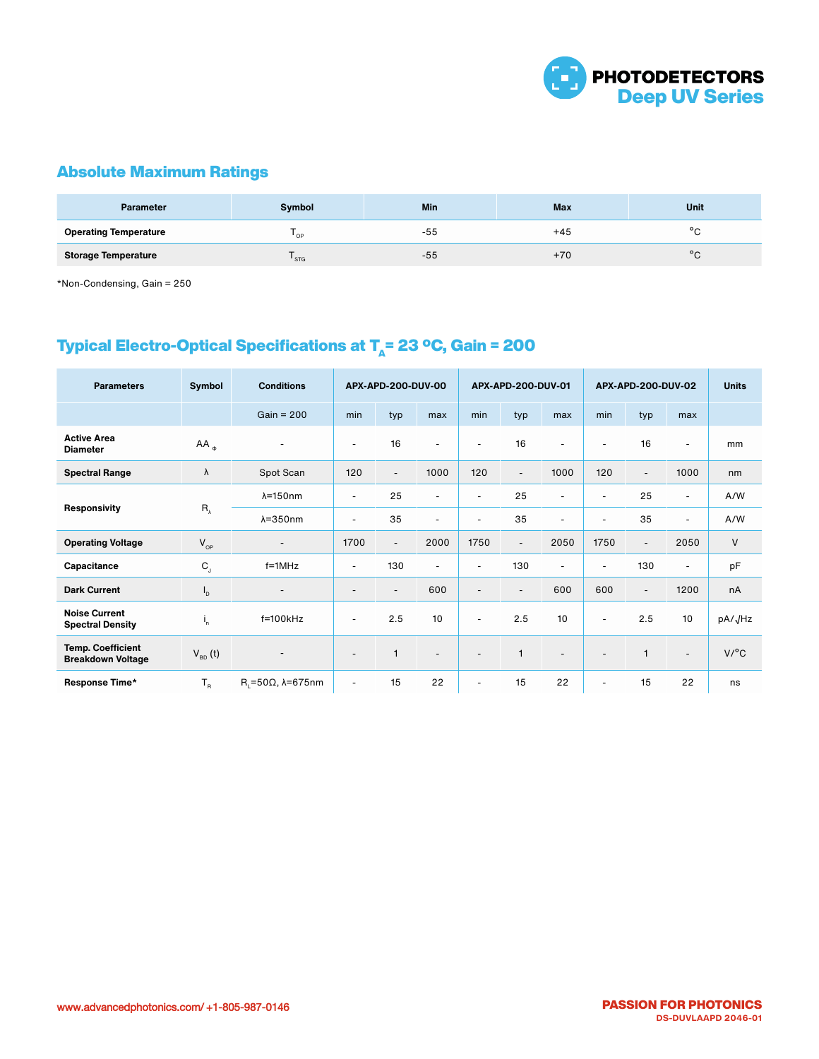## Absolute Maximum Ratings

| Parameter | Symbol | Min | Max | Unit |
|---|---|---|---|---|
| **Operating Temperature** | $T_{OP}$ | -55 | +45 | °C |
| **Storage Temperature** | $T_{STG}$ | -55 | +70 | °C |

*Non-Condensing, Gain = 250

## Typical Electro-Optical Specifications at $T_A$= 23 ºC, Gain = 200

| Parameters | Symbol | Conditions | APX-APD-200-DUV-00 | | | APX-APD-200-DUV-01 | | | APX-APD-200-DUV-02 | | | Units |
|---|---|---|---|---|---|---|---|---|---|---|---|---|
| | | Gain = 200 | min | typ | max | min | typ | max | min | typ | max | |
| **Active Area Diameter** | $AA_{\Phi}$ | - | - | 16 | - | - | 16 | - | - | 16 | - | mm |
| **Spectral Range** | λ | Spot Scan | 120 | - | 1000 | 120 | - | 1000 | 120 | - | 1000 | nm |
| **Responsivity** | $R_{\lambda}$ | λ=150nm | - | 25 | - | - | 25 | - | - | 25 | - | A/W |
| | | λ=350nm | - | 35 | - | - | 35 | - | - | 35 | - | A/W |
| **Operating Voltage** | $V_{OP}$ | - | 1700 | - | 2000 | 1750 | - | 2050 | 1750 | - | 2050 | V |
| **Capacitance** | $C_J$ | f=1MHz | - | 130 | - | - | 130 | - | - | 130 | - | pF |
| **Dark Current** | $I_D$ | - | - | - | 600 | - | - | 600 | 600 | - | 1200 | nA |
| **Noise Current Spectral Density** | $i_n$ | f=100kHz | - | 2.5 | 10 | - | 2.5 | 10 | - | 2.5 | 10 | pA/√Hz |
| **Temp. Coefficient Breakdown Voltage** | $V_{BD}$ (t) | - | - | 1 | - | - | 1 | - | - | 1 | - | V/°C |
| **Response Time*** | $T_R$ | $R_L$=50Ω, λ=675nm | - | 15 | 22 | - | 15 | 22 | - | 15 | 22 | ns |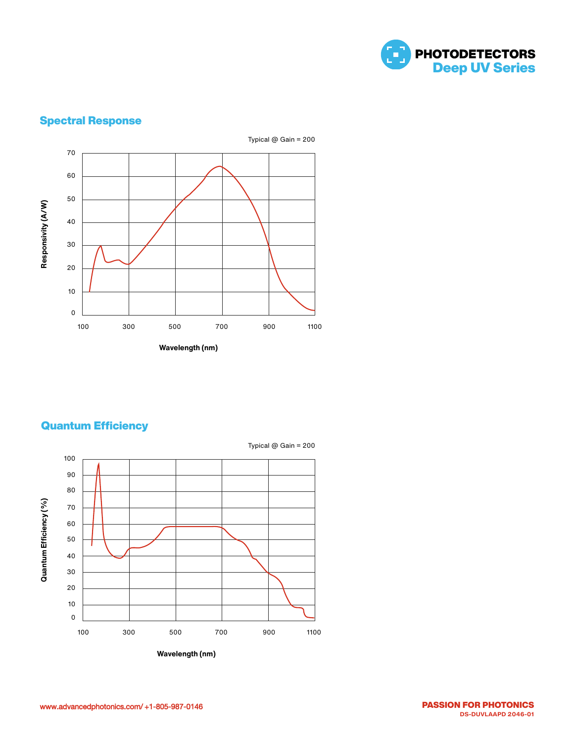## Spectral Response

Typical @ Gain = 200

Responsivity (A/W)

Wavelength (nm)

## Quantum Efficiency

Typical @ Gain = 200

Quantum Efficiency (%)

Wavelength (nm)

www.advancedphotonics.com/ +1-805-987-0146

**PASSION FOR PHOTONICS**
DS-DUVLAAPD 2046-01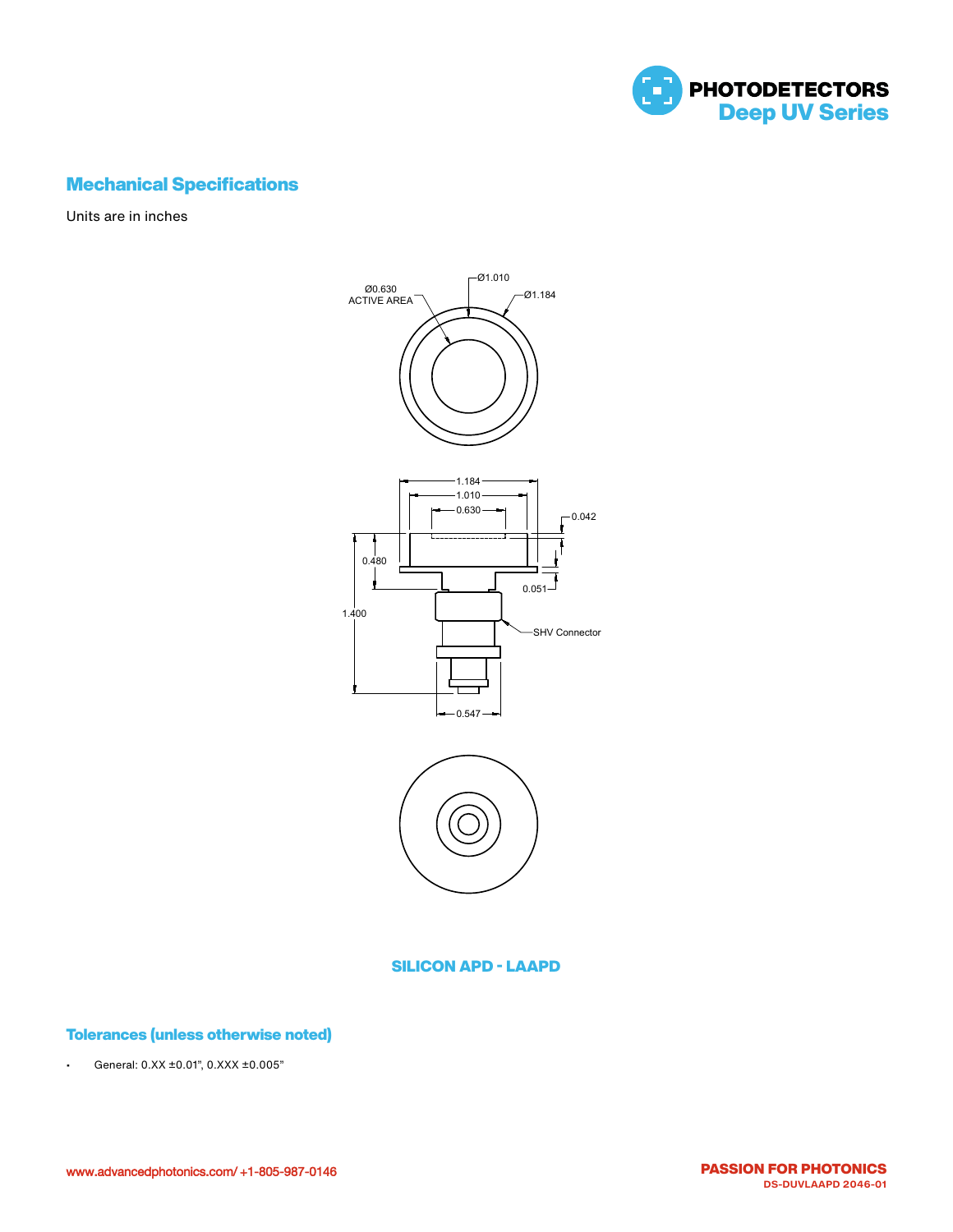## Mechanical Specifications

Units are in inches

Ø0.630 ACTIVE AREA

Ø1.010

Ø1.184

1.184

1.010

0.630

0.042

0.480

0.051

1.400

SHV Connector

0.547

**SILICON APD - LAAPD**

## Tolerances (unless otherwise noted)

- General: 0.XX ±0.01", 0.XXX ±0.005"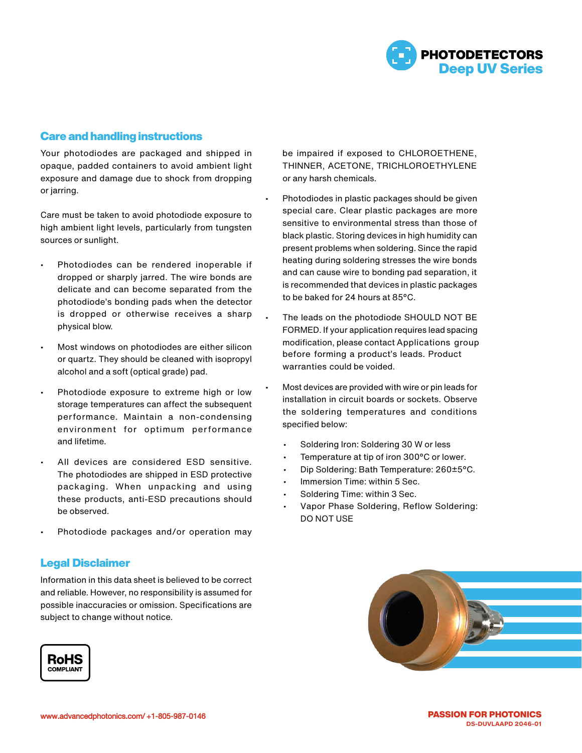## Care and handling instructions

Your photodiodes are packaged and shipped in opaque, padded containers to avoid ambient light exposure and damage due to shock from dropping or jarring.

Care must be taken to avoid photodiode exposure to high ambient light levels, particularly from tungsten sources or sunlight.

- Photodiodes can be rendered inoperable if dropped or sharply jarred. The wire bonds are delicate and can become separated from the photodiode's bonding pads when the detector is dropped or otherwise receives a sharp physical blow.
- Most windows on photodiodes are either silicon or quartz. They should be cleaned with isopropyl alcohol and a soft (optical grade) pad.
- Photodiode exposure to extreme high or low storage temperatures can affect the subsequent performance. Maintain a non-condensing environment for optimum performance and lifetime.
- All devices are considered ESD sensitive. The photodiodes are shipped in ESD protective packaging. When unpacking and using these products, anti-ESD precautions should be observed.
- Photodiode packages and/or operation may be impaired if exposed to CHLOROETHENE, THINNER, ACETONE, TRICHLOROETHYLENE or any harsh chemicals.
- Photodiodes in plastic packages should be given special care. Clear plastic packages are more sensitive to environmental stress than those of black plastic. Storing devices in high humidity can present problems when soldering. Since the rapid heating during soldering stresses the wire bonds and can cause wire to bonding pad separation, it is recommended that devices in plastic packages to be baked for 24 hours at 85°C.
- The leads on the photodiode SHOULD NOT BE FORMED. If your application requires lead spacing modification, please contact Applications group before forming a product's leads. Product warranties could be voided.
- Most devices are provided with wire or pin leads for installation in circuit boards or sockets. Observe the soldering temperatures and conditions specified below:
  - Soldering Iron: Soldering 30 W or less
  - Temperature at tip of iron 300°C or lower.
  - Dip Soldering: Bath Temperature: 260±5°C.
  - Immersion Time: within 5 Sec.
  - Soldering Time: within 3 Sec.
  - Vapor Phase Soldering, Reflow Soldering: DO NOT USE

## Legal Disclaimer

Information in this data sheet is believed to be correct and reliable. However, no responsibility is assumed for possible inaccuracies or omission. Specifications are subject to change without notice.

RoHS COMPLIANT

www.advancedphotonics.com/ +1-805-987-0146

PASSION FOR PHOTONICS

DS-DUVLAAPD 2046-01